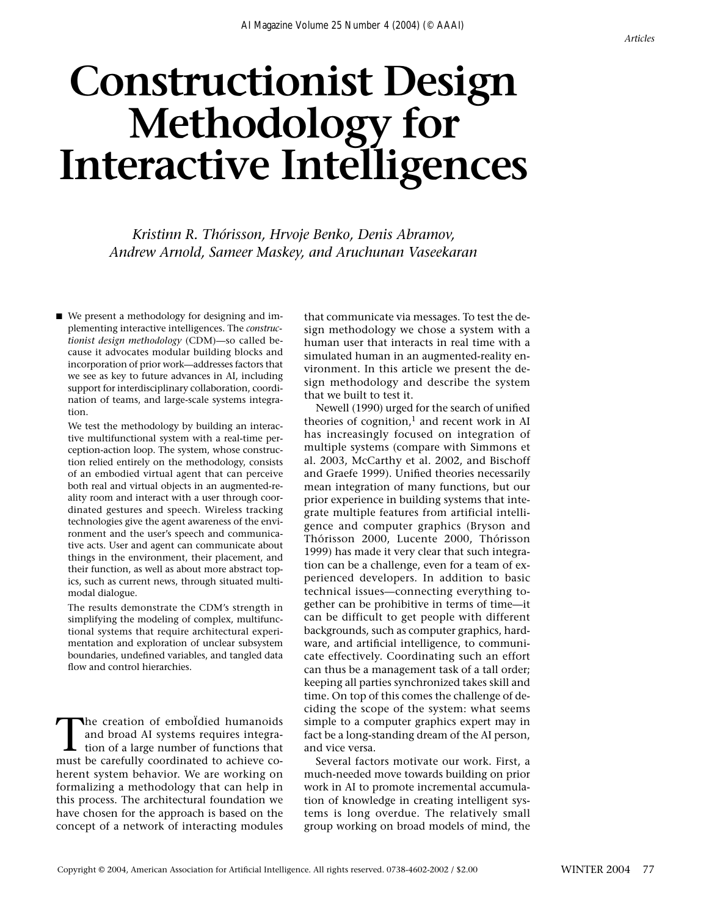# Constructionist Design Methodology for Interactive Intelligences

*Kristinn R. Thórisson, Hrvoje Benko, Denis Abramov, Andrew Arnold, Sameer Maskey, and Aruchunan Vaseekaran*

■ We present a methodology for designing and implementing interactive intelligences. The *constructionist design methodology* (CDM)—so called because it advocates modular building blocks and incorporation of prior work—addresses factors that we see as key to future advances in AI, including support for interdisciplinary collaboration, coordination of teams, and large-scale systems integration.

We test the methodology by building an interactive multifunctional system with a real-time perception-action loop. The system, whose construction relied entirely on the methodology, consists of an embodied virtual agent that can perceive both real and virtual objects in an augmented-reality room and interact with a user through coordinated gestures and speech. Wireless tracking technologies give the agent awareness of the environment and the user's speech and communicative acts. User and agent can communicate about things in the environment, their placement, and their function, as well as about more abstract topics, such as current news, through situated multimodal dialogue.

The results demonstrate the CDM's strength in simplifying the modeling of complex, multifunctional systems that require architectural experimentation and exploration of unclear subsystem boundaries, undefined variables, and tangled data flow and control hierarchies.

The creation of embodied humanoids and broad AI systems requires integration of a large number of functions that must be carefully coordinated to achieve coherent system behavior. We are working on formalizing a methodology that can help in this process. The architectural foundation we have chosen for the approach is based on the concept of a network of interacting modules that communicate via messages. To test the design methodology we chose a system with a human user that interacts in real time with a simulated human in an augmented-reality environment. In this article we present the design methodology and describe the system that we built to test it.

Newell (1990) urged for the search of unified theories of cognition,[1] and recent work in AI has increasingly focused on integration of multiple systems (compare with Simmons et al. 2003, McCarthy et al. 2002, and Bischoff and Graefe 1999). Unified theories necessarily mean integration of many functions, but our prior experience in building systems that integrate multiple features from artificial intelligence and computer graphics (Bryson and Thórisson 2000, Lucente 2000, Thórisson 1999) has made it very clear that such integration can be a challenge, even for a team of experienced developers. In addition to basic technical issues—connecting everything together can be prohibitive in terms of time—it can be difficult to get people with different backgrounds, such as computer graphics, hardware, and artificial intelligence, to communicate effectively. Coordinating such an effort can thus be a management task of a tall order; keeping all parties synchronized takes skill and time. On top of this comes the challenge of deciding the scope of the system: what seems simple to a computer graphics expert may in fact be a long-standing dream of the AI person, and vice versa.

Several factors motivate our work. First, a much-needed move towards building on prior work in AI to promote incremental accumulation of knowledge in creating intelligent systems is long overdue. The relatively small group working on broad models of mind, the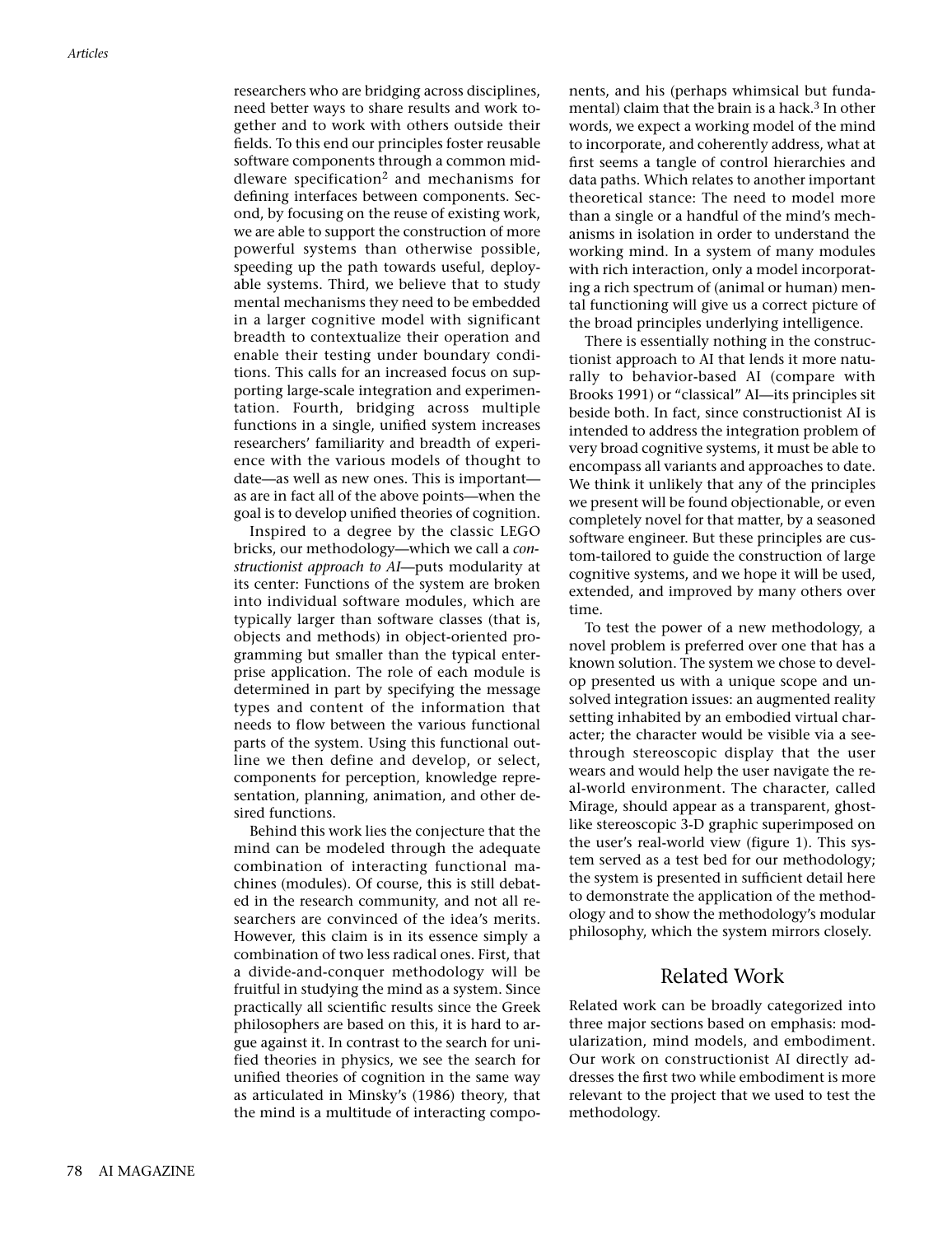researchers who are bridging across disciplines, need better ways to share results and work together and to work with others outside their fields. To this end our principles foster reusable software components through a common middleware specification[2] and mechanisms for defining interfaces between components. Second, by focusing on the reuse of existing work, we are able to support the construction of more powerful systems than otherwise possible, speeding up the path towards useful, deployable systems. Third, we believe that to study mental mechanisms they need to be embedded in a larger cognitive model with significant breadth to contextualize their operation and enable their testing under boundary conditions. This calls for an increased focus on supporting large-scale integration and experimentation. Fourth, bridging across multiple functions in a single, unified system increases researchers' familiarity and breadth of experience with the various models of thought to date—as well as new ones. This is important—as are in fact all of the above points—when the goal is to develop unified theories of cognition.

Inspired to a degree by the classic LEGO bricks, our methodology—which we call a *constructionist approach to AI*—puts modularity at its center: Functions of the system are broken into individual software modules, which are typically larger than software classes (that is, objects and methods) in object-oriented programming but smaller than the typical enterprise application. The role of each module is determined in part by specifying the message types and content of the information that needs to flow between the various functional parts of the system. Using this functional outline we then define and develop, or select, components for perception, knowledge representation, planning, animation, and other desired functions.

Behind this work lies the conjecture that the mind can be modeled through the adequate combination of interacting functional machines (modules). Of course, this is still debated in the research community, and not all researchers are convinced of the idea's merits. However, this claim is in its essence simply a combination of two less radical ones. First, that a divide-and-conquer methodology will be fruitful in studying the mind as a system. Since practically all scientific results since the Greek philosophers are based on this, it is hard to argue against it. In contrast to the search for unified theories in physics, we see the search for unified theories of cognition in the same way as articulated in Minsky's (1986) theory, that the mind is a multitude of interacting components, and his (perhaps whimsical but fundamental) claim that the brain is a hack.[3] In other words, we expect a working model of the mind to incorporate, and coherently address, what at first seems a tangle of control hierarchies and data paths. Which relates to another important theoretical stance: The need to model more than a single or a handful of the mind's mechanisms in isolation in order to understand the working mind. In a system of many modules with rich interaction, only a model incorporating a rich spectrum of (animal or human) mental functioning will give us a correct picture of the broad principles underlying intelligence.

There is essentially nothing in the constructionist approach to AI that lends it more naturally to behavior-based AI (compare with Brooks 1991) or "classical" AI—its principles sit beside both. In fact, since constructionist AI is intended to address the integration problem of very broad cognitive systems, it must be able to encompass all variants and approaches to date. We think it unlikely that any of the principles we present will be found objectionable, or even completely novel for that matter, by a seasoned software engineer. But these principles are custom-tailored to guide the construction of large cognitive systems, and we hope it will be used, extended, and improved by many others over time.

To test the power of a new methodology, a novel problem is preferred over one that has a known solution. The system we chose to develop presented us with a unique scope and unsolved integration issues: an augmented reality setting inhabited by an embodied virtual character; the character would be visible via a see-through stereoscopic display that the user wears and would help the user navigate the real-world environment. The character, called Mirage, should appear as a transparent, ghost-like stereoscopic 3-D graphic superimposed on the user's real-world view (figure 1). This system served as a test bed for our methodology; the system is presented in sufficient detail here to demonstrate the application of the methodology and to show the methodology's modular philosophy, which the system mirrors closely.

## Related Work

Related work can be broadly categorized into three major sections based on emphasis: modularization, mind models, and embodiment. Our work on constructionist AI directly addresses the first two while embodiment is more relevant to the project that we used to test the methodology.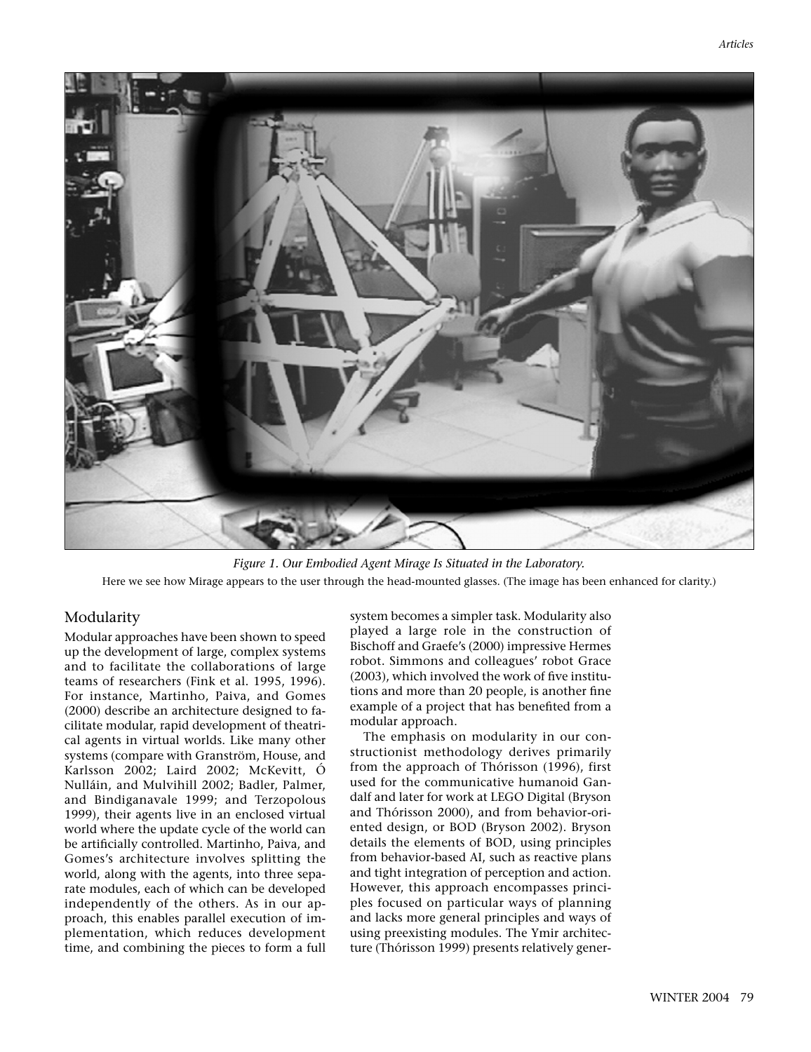*Figure 1. Our Embodied Agent Mirage Is Situated in the Laboratory.*

Here we see how Mirage appears to the user through the head-mounted glasses. (The image has been enhanced for clarity.)

## Modularity

Modular approaches have been shown to speed up the development of large, complex systems and to facilitate the collaborations of large teams of researchers (Fink et al. 1995, 1996). For instance, Martinho, Paiva, and Gomes (2000) describe an architecture designed to facilitate modular, rapid development of theatrical agents in virtual worlds. Like many other systems (compare with Granström, House, and Karlsson 2002; Laird 2002; McKevitt, Ó Nulláin, and Mulvihill 2002; Badler, Palmer, and Bindiganavale 1999; and Terzopolous 1999), their agents live in an enclosed virtual world where the update cycle of the world can be artificially controlled. Martinho, Paiva, and Gomes's architecture involves splitting the world, along with the agents, into three separate modules, each of which can be developed independently of the others. As in our approach, this enables parallel execution of implementation, which reduces development time, and combining the pieces to form a full system becomes a simpler task. Modularity also played a large role in the construction of Bischoff and Graefe's (2000) impressive Hermes robot. Simmons and colleagues' robot Grace (2003), which involved the work of five institutions and more than 20 people, is another fine example of a project that has benefited from a modular approach.

The emphasis on modularity in our constructionist methodology derives primarily from the approach of Thórisson (1996), first used for the communicative humanoid Gandalf and later for work at LEGO Digital (Bryson and Thórisson 2000), and from behavior-oriented design, or BOD (Bryson 2002). Bryson details the elements of BOD, using principles from behavior-based AI, such as reactive plans and tight integration of perception and action. However, this approach encompasses principles focused on particular ways of planning and lacks more general principles and ways of using preexisting modules. The Ymir architecture (Thórisson 1999) presents relatively gener-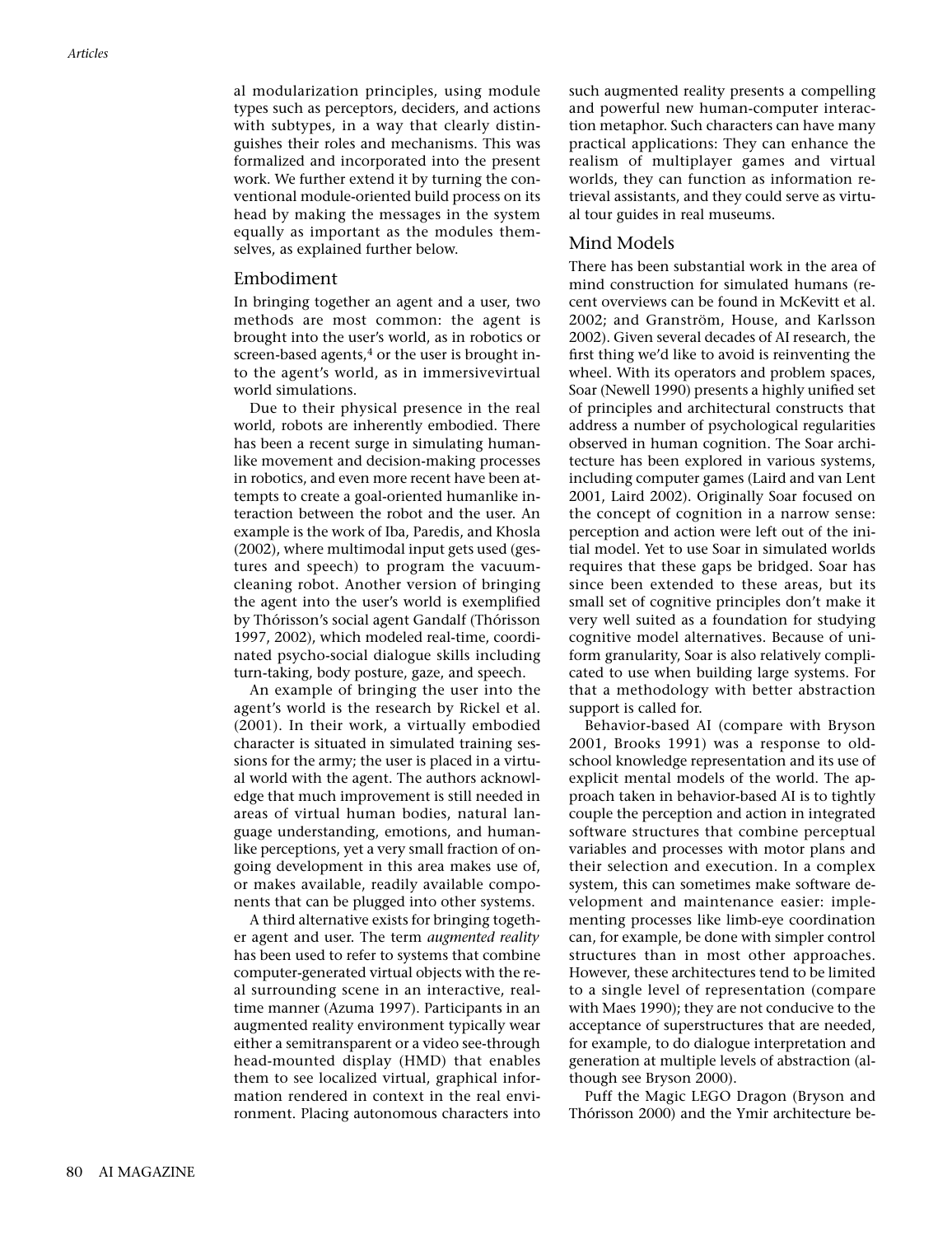al modularization principles, using module types such as perceptors, deciders, and actions with subtypes, in a way that clearly distinguishes their roles and mechanisms. This was formalized and incorporated into the present work. We further extend it by turning the conventional module-oriented build process on its head by making the messages in the system equally as important as the modules themselves, as explained further below.

## Embodiment

In bringing together an agent and a user, two methods are most common: the agent is brought into the user's world, as in robotics or screen-based agents,[4] or the user is brought into the agent's world, as in immersivevirtual world simulations.

Due to their physical presence in the real world, robots are inherently embodied. There has been a recent surge in simulating humanlike movement and decision-making processes in robotics, and even more recent have been attempts to create a goal-oriented humanlike interaction between the robot and the user. An example is the work of Iba, Paredis, and Khosla (2002), where multimodal input gets used (gestures and speech) to program the vacuum-cleaning robot. Another version of bringing the agent into the user's world is exemplified by Thórisson's social agent Gandalf (Thórisson 1997, 2002), which modeled real-time, coordinated psycho-social dialogue skills including turn-taking, body posture, gaze, and speech.

An example of bringing the user into the agent's world is the research by Rickel et al. (2001). In their work, a virtually embodied character is situated in simulated training sessions for the army; the user is placed in a virtual world with the agent. The authors acknowledge that much improvement is still needed in areas of virtual human bodies, natural language understanding, emotions, and humanlike perceptions, yet a very small fraction of ongoing development in this area makes use of, or makes available, readily available components that can be plugged into other systems.

A third alternative exists for bringing together agent and user. The term *augmented reality* has been used to refer to systems that combine computer-generated virtual objects with the real surrounding scene in an interactive, real-time manner (Azuma 1997). Participants in an augmented reality environment typically wear either a semitransparent or a video see-through head-mounted display (HMD) that enables them to see localized virtual, graphical information rendered in context in the real environment. Placing autonomous characters into such augmented reality presents a compelling and powerful new human-computer interaction metaphor. Such characters can have many practical applications: They can enhance the realism of multiplayer games and virtual worlds, they can function as information retrieval assistants, and they could serve as virtual tour guides in real museums.

## Mind Models

There has been substantial work in the area of mind construction for simulated humans (recent overviews can be found in McKevitt et al. 2002; and Granström, House, and Karlsson 2002). Given several decades of AI research, the first thing we'd like to avoid is reinventing the wheel. With its operators and problem spaces, Soar (Newell 1990) presents a highly unified set of principles and architectural constructs that address a number of psychological regularities observed in human cognition. The Soar architecture has been explored in various systems, including computer games (Laird and van Lent 2001, Laird 2002). Originally Soar focused on the concept of cognition in a narrow sense: perception and action were left out of the initial model. Yet to use Soar in simulated worlds requires that these gaps be bridged. Soar has since been extended to these areas, but its small set of cognitive principles don't make it very well suited as a foundation for studying cognitive model alternatives. Because of uniform granularity, Soar is also relatively complicated to use when building large systems. For that a methodology with better abstraction support is called for.

Behavior-based AI (compare with Bryson 2001, Brooks 1991) was a response to old-school knowledge representation and its use of explicit mental models of the world. The approach taken in behavior-based AI is to tightly couple the perception and action in integrated software structures that combine perceptual variables and processes with motor plans and their selection and execution. In a complex system, this can sometimes make software development and maintenance easier: implementing processes like limb-eye coordination can, for example, be done with simpler control structures than in most other approaches. However, these architectures tend to be limited to a single level of representation (compare with Maes 1990); they are not conducive to the acceptance of superstructures that are needed, for example, to do dialogue interpretation and generation at multiple levels of abstraction (although see Bryson 2000).

Puff the Magic LEGO Dragon (Bryson and Thórisson 2000) and the Ymir architecture be-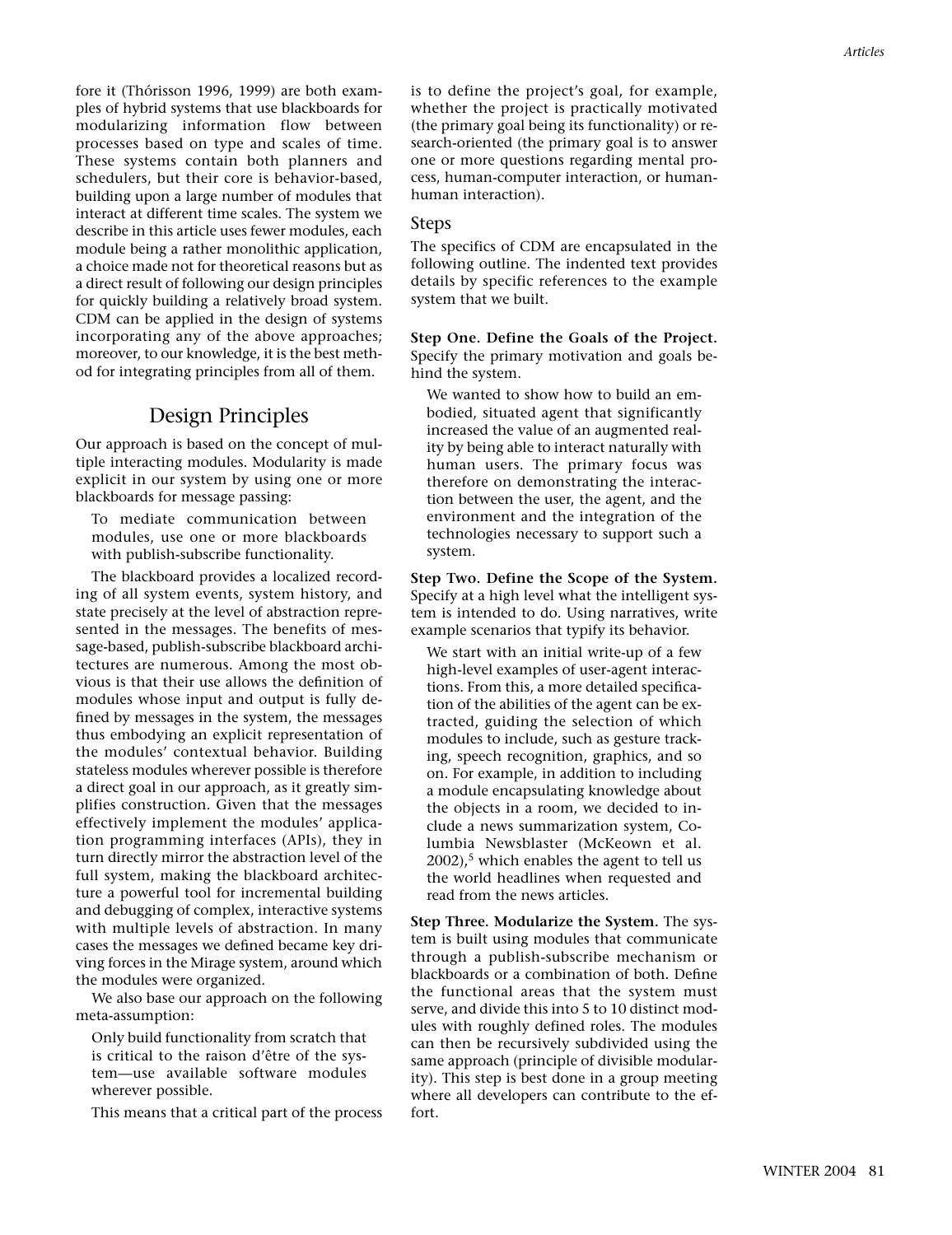fore it (Thórisson 1996, 1999) are both examples of hybrid systems that use blackboards for modularizing information flow between processes based on type and scales of time. These systems contain both planners and schedulers, but their core is behavior-based, building upon a large number of modules that interact at different time scales. The system we describe in this article uses fewer modules, each module being a rather monolithic application, a choice made not for theoretical reasons but as a direct result of following our design principles for quickly building a relatively broad system. CDM can be applied in the design of systems incorporating any of the above approaches; moreover, to our knowledge, it is the best method for integrating principles from all of them.

## Design Principles

Our approach is based on the concept of multiple interacting modules. Modularity is made explicit in our system by using one or more blackboards for message passing:

> To mediate communication between modules, use one or more blackboards with publish-subscribe functionality.

The blackboard provides a localized recording of all system events, system history, and state precisely at the level of abstraction represented in the messages. The benefits of message-based, publish-subscribe blackboard architectures are numerous. Among the most obvious is that their use allows the definition of modules whose input and output is fully defined by messages in the system, the messages thus embodying an explicit representation of the modules' contextual behavior. Building stateless modules wherever possible is therefore a direct goal in our approach, as it greatly simplifies construction. Given that the messages effectively implement the modules' application programming interfaces (APIs), they in turn directly mirror the abstraction level of the full system, making the blackboard architecture a powerful tool for incremental building and debugging of complex, interactive systems with multiple levels of abstraction. In many cases the messages we defined became key driving forces in the Mirage system, around which the modules were organized.

We also base our approach on the following meta-assumption:

> Only build functionality from scratch that is critical to the raison d'être of the system—use available software modules wherever possible.

This means that a critical part of the process is to define the project's goal, for example, whether the project is practically motivated (the primary goal being its functionality) or research-oriented (the primary goal is to answer one or more questions regarding mental process, human-computer interaction, or human-human interaction).

### Steps

The specifics of CDM are encapsulated in the following outline. The indented text provides details by specific references to the example system that we built.

**Step One. Define the Goals of the Project.** Specify the primary motivation and goals behind the system.

> We wanted to show how to build an embodied, situated agent that significantly increased the value of an augmented reality by being able to interact naturally with human users. The primary focus was therefore on demonstrating the interaction between the user, the agent, and the environment and the integration of the technologies necessary to support such a system.

**Step Two. Define the Scope of the System.** Specify at a high level what the intelligent system is intended to do. Using narratives, write example scenarios that typify its behavior.

> We start with an initial write-up of a few high-level examples of user-agent interactions. From this, a more detailed specification of the abilities of the agent can be extracted, guiding the selection of which modules to include, such as gesture tracking, speech recognition, graphics, and so on. For example, in addition to including a module encapsulating knowledge about the objects in a room, we decided to include a news summarization system, Columbia Newsblaster (McKeown et al. 2002),[5] which enables the agent to tell us the world headlines when requested and read from the news articles.

**Step Three. Modularize the System.** The system is built using modules that communicate through a publish-subscribe mechanism or blackboards or a combination of both. Define the functional areas that the system must serve, and divide this into 5 to 10 distinct modules with roughly defined roles. The modules can then be recursively subdivided using the same approach (principle of divisible modularity). This step is best done in a group meeting where all developers can contribute to the effort.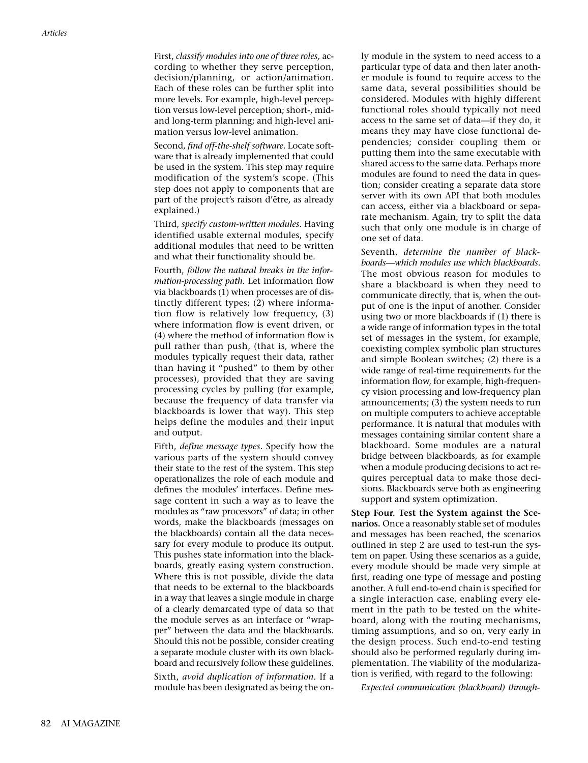First, *classify modules into one of three roles,* according to whether they serve perception, decision/planning, or action/animation. Each of these roles can be further split into more levels. For example, high-level perception versus low-level perception; short-, mid- and long-term planning; and high-level animation versus low-level animation.

Second, *find off-the-shelf software.* Locate software that is already implemented that could be used in the system. This step may require modification of the system's scope. (This step does not apply to components that are part of the project's raison d'être, as already explained.)

Third, *specify custom-written modules.* Having identified usable external modules, specify additional modules that need to be written and what their functionality should be.

Fourth, *follow the natural breaks in the information-processing path.* Let information flow via blackboards (1) when processes are of distinctly different types; (2) where information flow is relatively low frequency, (3) where information flow is event driven, or (4) where the method of information flow is pull rather than push, (that is, where the modules typically request their data, rather than having it "pushed" to them by other processes), provided that they are saving processing cycles by pulling (for example, because the frequency of data transfer via blackboards is lower that way). This step helps define the modules and their input and output.

Fifth, *define message types*. Specify how the various parts of the system should convey their state to the rest of the system. This step operationalizes the role of each module and defines the modules' interfaces. Define message content in such a way as to leave the modules as "raw processors" of data; in other words, make the blackboards (messages on the blackboards) contain all the data necessary for every module to produce its output. This pushes state information into the blackboards, greatly easing system construction. Where this is not possible, divide the data that needs to be external to the blackboards in a way that leaves a single module in charge of a clearly demarcated type of data so that the module serves as an interface or "wrapper" between the data and the blackboards. Should this not be possible, consider creating a separate module cluster with its own blackboard and recursively follow these guidelines.

Sixth, *avoid duplication of information*. If a module has been designated as being the only module in the system to need access to a particular type of data and then later another module is found to require access to the same data, several possibilities should be considered. Modules with highly different functional roles should typically not need access to the same set of data—if they do, it means they may have close functional dependencies; consider coupling them or putting them into the same executable with shared access to the same data. Perhaps more modules are found to need the data in question; consider creating a separate data store server with its own API that both modules can access, either via a blackboard or separate mechanism. Again, try to split the data such that only one module is in charge of one set of data.

Seventh, *determine the number of blackboards—which modules use which blackboards.* The most obvious reason for modules to share a blackboard is when they need to communicate directly, that is, when the output of one is the input of another. Consider using two or more blackboards if (1) there is a wide range of information types in the total set of messages in the system, for example, coexisting complex symbolic plan structures and simple Boolean switches; (2) there is a wide range of real-time requirements for the information flow, for example, high-frequency vision processing and low-frequency plan announcements; (3) the system needs to run on multiple computers to achieve acceptable performance. It is natural that modules with messages containing similar content share a blackboard. Some modules are a natural bridge between blackboards, as for example when a module producing decisions to act requires perceptual data to make those decisions. Blackboards serve both as engineering support and system optimization.

**Step Four. Test the System against the Scenarios.** Once a reasonably stable set of modules and messages has been reached, the scenarios outlined in step 2 are used to test-run the system on paper. Using these scenarios as a guide, every module should be made very simple at first, reading one type of message and posting another. A full end-to-end chain is specified for a single interaction case, enabling every element in the path to be tested on the whiteboard, along with the routing mechanisms, timing assumptions, and so on, very early in the design process. Such end-to-end testing should also be performed regularly during implementation. The viability of the modularization is verified, with regard to the following:

*Expected communication (blackboard) through-*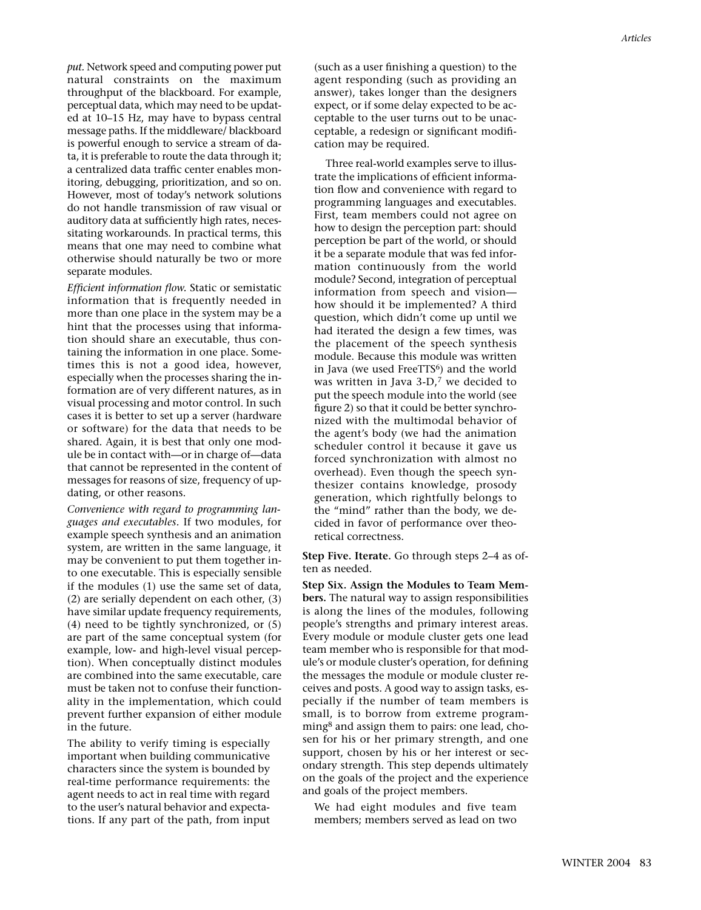*put.* Network speed and computing power put natural constraints on the maximum throughput of the blackboard. For example, perceptual data, which may need to be updated at 10–15 Hz, may have to bypass central message paths. If the middleware/ blackboard is powerful enough to service a stream of data, it is preferable to route the data through it; a centralized data traffic center enables monitoring, debugging, prioritization, and so on. However, most of today's network solutions do not handle transmission of raw visual or auditory data at sufficiently high rates, necessitating workarounds. In practical terms, this means that one may need to combine what otherwise should naturally be two or more separate modules.

*Efficient information flow.* Static or semistatic information that is frequently needed in more than one place in the system may be a hint that the processes using that information should share an executable, thus containing the information in one place. Sometimes this is not a good idea, however, especially when the processes sharing the information are of very different natures, as in visual processing and motor control. In such cases it is better to set up a server (hardware or software) for the data that needs to be shared. Again, it is best that only one module be in contact with—or in charge of—data that cannot be represented in the content of messages for reasons of size, frequency of updating, or other reasons.

*Convenience with regard to programming languages and executables.* If two modules, for example speech synthesis and an animation system, are written in the same language, it may be convenient to put them together into one executable. This is especially sensible if the modules (1) use the same set of data, (2) are serially dependent on each other, (3) have similar update frequency requirements, (4) need to be tightly synchronized, or (5) are part of the same conceptual system (for example, low- and high-level visual perception). When conceptually distinct modules are combined into the same executable, care must be taken not to confuse their functionality in the implementation, which could prevent further expansion of either module in the future.

The ability to verify timing is especially important when building communicative characters since the system is bounded by real-time performance requirements: the agent needs to act in real time with regard to the user's natural behavior and expectations. If any part of the path, from input (such as a user finishing a question) to the agent responding (such as providing an answer), takes longer than the designers expect, or if some delay expected to be acceptable to the user turns out to be unacceptable, a redesign or significant modification may be required.

Three real-world examples serve to illustrate the implications of efficient information flow and convenience with regard to programming languages and executables. First, team members could not agree on how to design the perception part: should perception be part of the world, or should it be a separate module that was fed information continuously from the world module? Second, integration of perceptual information from speech and vision—how should it be implemented? A third question, which didn't come up until we had iterated the design a few times, was the placement of the speech synthesis module. Because this module was written in Java (we used FreeTTS[6]) and the world was written in Java 3-D,[7] we decided to put the speech module into the world (see figure 2) so that it could be better synchronized with the multimodal behavior of the agent's body (we had the animation scheduler control it because it gave us forced synchronization with almost no overhead). Even though the speech synthesizer contains knowledge, prosody generation, which rightfully belongs to the "mind" rather than the body, we decided in favor of performance over theoretical correctness.

**Step Five. Iterate.** Go through steps 2–4 as often as needed.

**Step Six. Assign the Modules to Team Members.** The natural way to assign responsibilities is along the lines of the modules, following people's strengths and primary interest areas. Every module or module cluster gets one lead team member who is responsible for that module's or module cluster's operation, for defining the messages the module or module cluster receives and posts. A good way to assign tasks, especially if the number of team members is small, is to borrow from extreme programming[8] and assign them to pairs: one lead, chosen for his or her primary strength, and one support, chosen by his or her interest or secondary strength. This step depends ultimately on the goals of the project and the experience and goals of the project members.

We had eight modules and five team members; members served as lead on two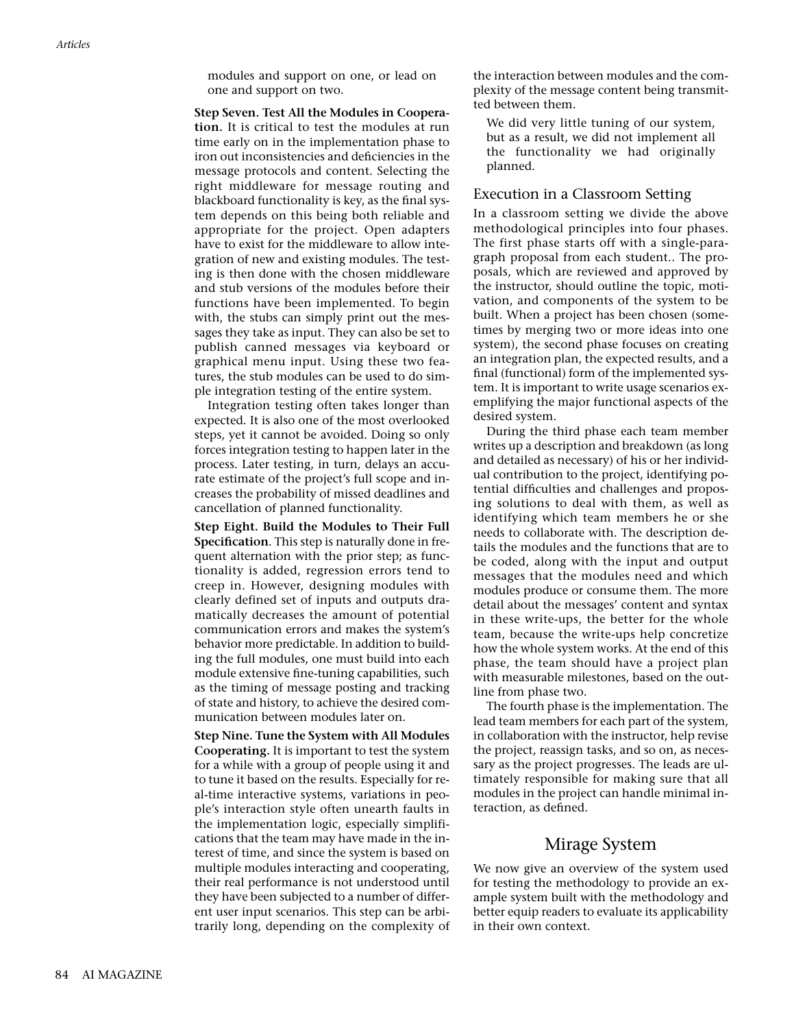modules and support on one, or lead on one and support on two.

**Step Seven. Test All the Modules in Cooperation.** It is critical to test the modules at run time early on in the implementation phase to iron out inconsistencies and deficiencies in the message protocols and content. Selecting the right middleware for message routing and blackboard functionality is key, as the final system depends on this being both reliable and appropriate for the project. Open adapters have to exist for the middleware to allow integration of new and existing modules. The testing is then done with the chosen middleware and stub versions of the modules before their functions have been implemented. To begin with, the stubs can simply print out the messages they take as input. They can also be set to publish canned messages via keyboard or graphical menu input. Using these two features, the stub modules can be used to do simple integration testing of the entire system.

Integration testing often takes longer than expected. It is also one of the most overlooked steps, yet it cannot be avoided. Doing so only forces integration testing to happen later in the process. Later testing, in turn, delays an accurate estimate of the project's full scope and increases the probability of missed deadlines and cancellation of planned functionality.

**Step Eight. Build the Modules to Their Full Specification**. This step is naturally done in frequent alternation with the prior step; as functionality is added, regression errors tend to creep in. However, designing modules with clearly defined set of inputs and outputs dramatically decreases the amount of potential communication errors and makes the system's behavior more predictable. In addition to building the full modules, one must build into each module extensive fine-tuning capabilities, such as the timing of message posting and tracking of state and history, to achieve the desired communication between modules later on.

**Step Nine. Tune the System with All Modules Cooperating.** It is important to test the system for a while with a group of people using it and to tune it based on the results. Especially for real-time interactive systems, variations in people's interaction style often unearth faults in the implementation logic, especially simplifications that the team may have made in the interest of time, and since the system is based on multiple modules interacting and cooperating, their real performance is not understood until they have been subjected to a number of different user input scenarios. This step can be arbitrarily long, depending on the complexity of the interaction between modules and the complexity of the message content being transmitted between them.

We did very little tuning of our system, but as a result, we did not implement all the functionality we had originally planned.

### Execution in a Classroom Setting

In a classroom setting we divide the above methodological principles into four phases. The first phase starts off with a single-paragraph proposal from each student.. The proposals, which are reviewed and approved by the instructor, should outline the topic, motivation, and components of the system to be built. When a project has been chosen (sometimes by merging two or more ideas into one system), the second phase focuses on creating an integration plan, the expected results, and a final (functional) form of the implemented system. It is important to write usage scenarios exemplifying the major functional aspects of the desired system.

During the third phase each team member writes up a description and breakdown (as long and detailed as necessary) of his or her individual contribution to the project, identifying potential difficulties and challenges and proposing solutions to deal with them, as well as identifying which team members he or she needs to collaborate with. The description details the modules and the functions that are to be coded, along with the input and output messages that the modules need and which modules produce or consume them. The more detail about the messages' content and syntax in these write-ups, the better for the whole team, because the write-ups help concretize how the whole system works. At the end of this phase, the team should have a project plan with measurable milestones, based on the outline from phase two.

The fourth phase is the implementation. The lead team members for each part of the system, in collaboration with the instructor, help revise the project, reassign tasks, and so on, as necessary as the project progresses. The leads are ultimately responsible for making sure that all modules in the project can handle minimal interaction, as defined.

## Mirage System

We now give an overview of the system used for testing the methodology to provide an example system built with the methodology and better equip readers to evaluate its applicability in their own context.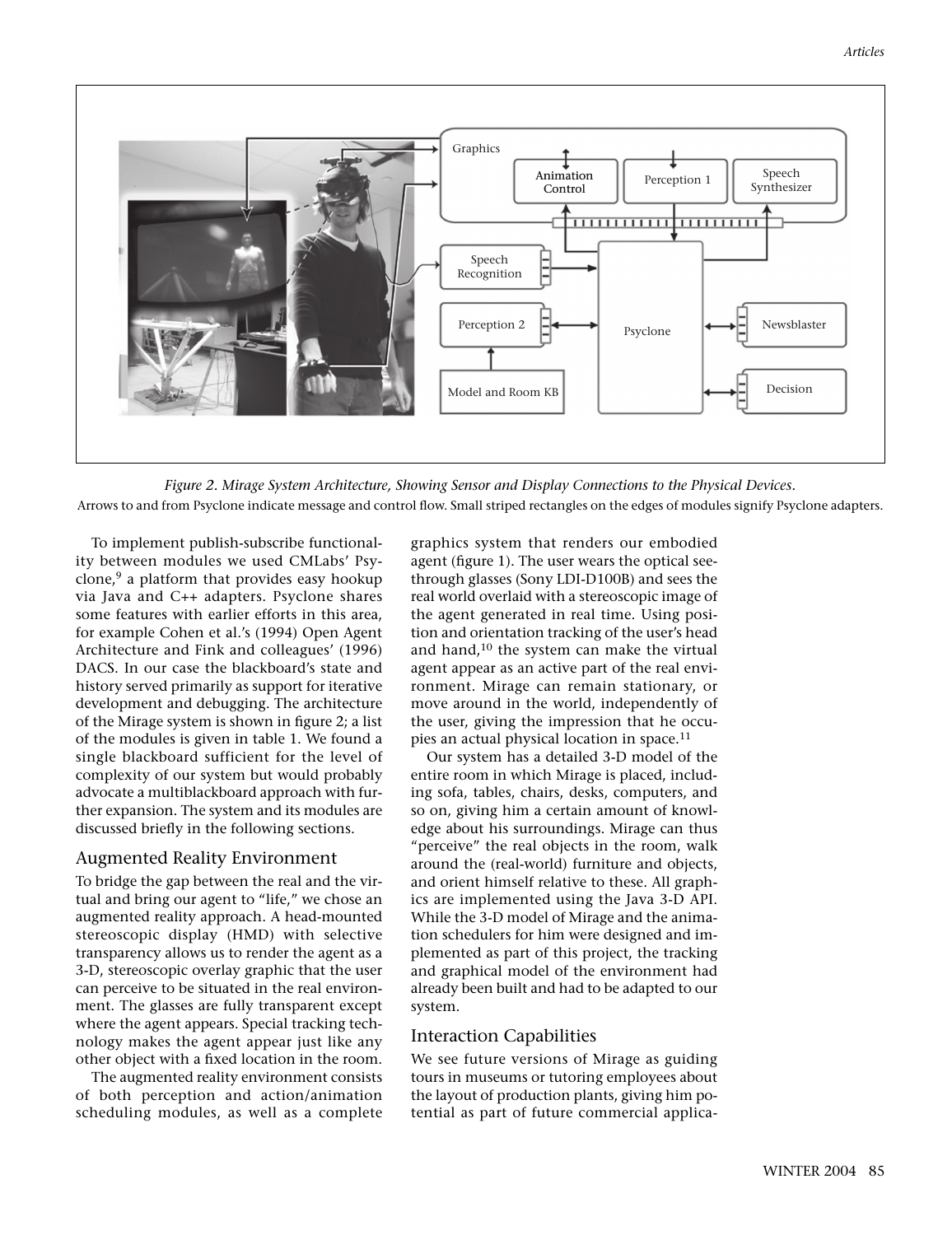*Figure 2. Mirage System Architecture, Showing Sensor and Display Connections to the Physical Devices.*

Arrows to and from Psyclone indicate message and control flow. Small striped rectangles on the edges of modules signify Psyclone adapters.

To implement publish-subscribe functionality between modules we used CMLabs' Psyclone,[9] a platform that provides easy hookup via Java and C++ adapters. Psyclone shares some features with earlier efforts in this area, for example Cohen et al.'s (1994) Open Agent Architecture and Fink and colleagues' (1996) DACS. In our case the blackboard's state and history served primarily as support for iterative development and debugging. The architecture of the Mirage system is shown in figure 2; a list of the modules is given in table 1. We found a single blackboard sufficient for the level of complexity of our system but would probably advocate a multiblackboard approach with further expansion. The system and its modules are discussed briefly in the following sections.

## Augmented Reality Environment

To bridge the gap between the real and the virtual and bring our agent to "life," we chose an augmented reality approach. A head-mounted stereoscopic display (HMD) with selective transparency allows us to render the agent as a 3-D, stereoscopic overlay graphic that the user can perceive to be situated in the real environment. The glasses are fully transparent except where the agent appears. Special tracking technology makes the agent appear just like any other object with a fixed location in the room.

The augmented reality environment consists of both perception and action/animation scheduling modules, as well as a complete graphics system that renders our embodied agent (figure 1). The user wears the optical see-through glasses (Sony LDI-D100B) and sees the real world overlaid with a stereoscopic image of the agent generated in real time. Using position and orientation tracking of the user's head and hand,[10] the system can make the virtual agent appear as an active part of the real environment. Mirage can remain stationary, or move around in the world, independently of the user, giving the impression that he occupies an actual physical location in space.[11]

Our system has a detailed 3-D model of the entire room in which Mirage is placed, including sofa, tables, chairs, desks, computers, and so on, giving him a certain amount of knowledge about his surroundings. Mirage can thus "perceive" the real objects in the room, walk around the (real-world) furniture and objects, and orient himself relative to these. All graphics are implemented using the Java 3-D API. While the 3-D model of Mirage and the animation schedulers for him were designed and implemented as part of this project, the tracking and graphical model of the environment had already been built and had to be adapted to our system.

## Interaction Capabilities

We see future versions of Mirage as guiding tours in museums or tutoring employees about the layout of production plants, giving him potential as part of future commercial applica-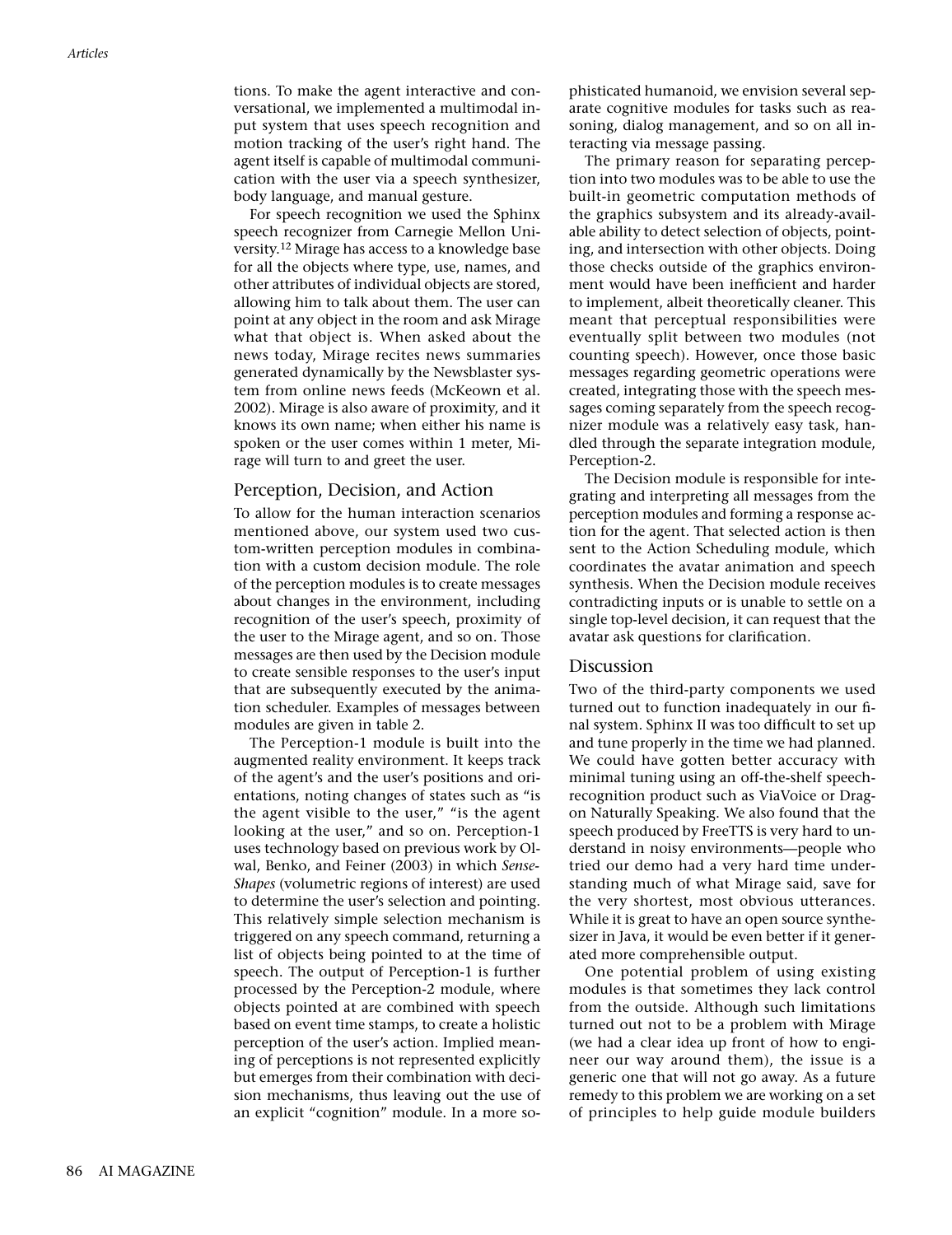tions. To make the agent interactive and conversational, we implemented a multimodal input system that uses speech recognition and motion tracking of the user's right hand. The agent itself is capable of multimodal communication with the user via a speech synthesizer, body language, and manual gesture.

For speech recognition we used the Sphinx speech recognizer from Carnegie Mellon University.[12] Mirage has access to a knowledge base for all the objects where type, use, names, and other attributes of individual objects are stored, allowing him to talk about them. The user can point at any object in the room and ask Mirage what that object is. When asked about the news today, Mirage recites news summaries generated dynamically by the Newsblaster system from online news feeds (McKeown et al. 2002). Mirage is also aware of proximity, and it knows its own name; when either his name is spoken or the user comes within 1 meter, Mirage will turn to and greet the user.

## Perception, Decision, and Action

To allow for the human interaction scenarios mentioned above, our system used two custom-written perception modules in combination with a custom decision module. The role of the perception modules is to create messages about changes in the environment, including recognition of the user's speech, proximity of the user to the Mirage agent, and so on. Those messages are then used by the Decision module to create sensible responses to the user's input that are subsequently executed by the animation scheduler. Examples of messages between modules are given in table 2.

The Perception-1 module is built into the augmented reality environment. It keeps track of the agent's and the user's positions and orientations, noting changes of states such as "is the agent visible to the user," "is the agent looking at the user," and so on. Perception-1 uses technology based on previous work by Olwal, Benko, and Feiner (2003) in which *Sense-Shapes* (volumetric regions of interest) are used to determine the user's selection and pointing. This relatively simple selection mechanism is triggered on any speech command, returning a list of objects being pointed to at the time of speech. The output of Perception-1 is further processed by the Perception-2 module, where objects pointed at are combined with speech based on event time stamps, to create a holistic perception of the user's action. Implied meaning of perceptions is not represented explicitly but emerges from their combination with decision mechanisms, thus leaving out the use of an explicit "cognition" module. In a more sophisticated humanoid, we envision several separate cognitive modules for tasks such as reasoning, dialog management, and so on all interacting via message passing.

The primary reason for separating perception into two modules was to be able to use the built-in geometric computation methods of the graphics subsystem and its already-available ability to detect selection of objects, pointing, and intersection with other objects. Doing those checks outside of the graphics environment would have been inefficient and harder to implement, albeit theoretically cleaner. This meant that perceptual responsibilities were eventually split between two modules (not counting speech). However, once those basic messages regarding geometric operations were created, integrating those with the speech messages coming separately from the speech recognizer module was a relatively easy task, handled through the separate integration module, Perception-2.

The Decision module is responsible for integrating and interpreting all messages from the perception modules and forming a response action for the agent. That selected action is then sent to the Action Scheduling module, which coordinates the avatar animation and speech synthesis. When the Decision module receives contradicting inputs or is unable to settle on a single top-level decision, it can request that the avatar ask questions for clarification.

## Discussion

Two of the third-party components we used turned out to function inadequately in our final system. Sphinx II was too difficult to set up and tune properly in the time we had planned. We could have gotten better accuracy with minimal tuning using an off-the-shelf speech-recognition product such as ViaVoice or Dragon Naturally Speaking. We also found that the speech produced by FreeTTS is very hard to understand in noisy environments—people who tried our demo had a very hard time understanding much of what Mirage said, save for the very shortest, most obvious utterances. While it is great to have an open source synthesizer in Java, it would be even better if it generated more comprehensible output.

One potential problem of using existing modules is that sometimes they lack control from the outside. Although such limitations turned out not to be a problem with Mirage (we had a clear idea up front of how to engineer our way around them), the issue is a generic one that will not go away. As a future remedy to this problem we are working on a set of principles to help guide module builders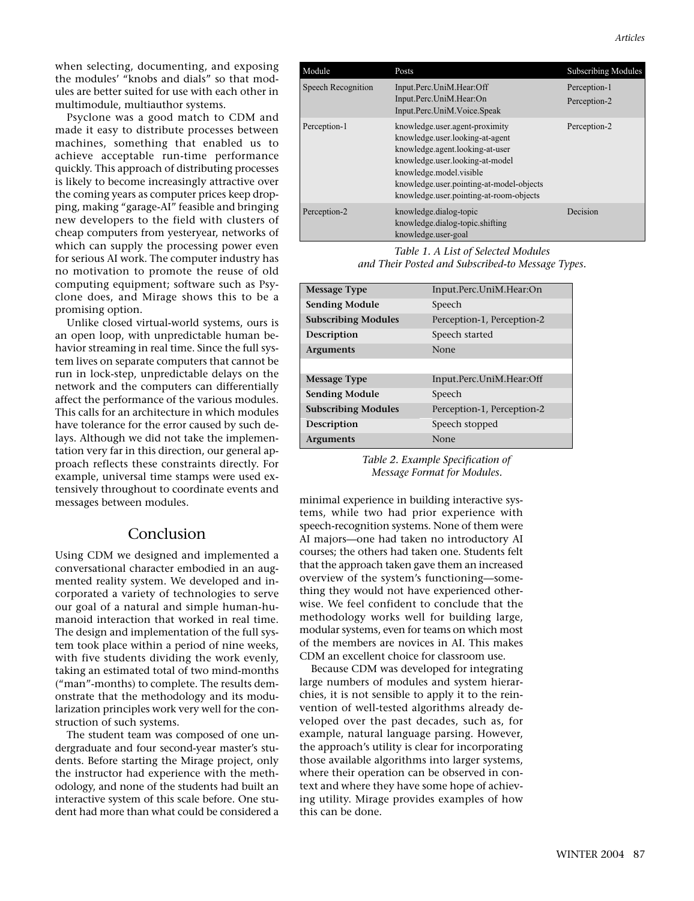when selecting, documenting, and exposing the modules' "knobs and dials" so that modules are better suited for use with each other in multimodule, multiauthor systems.

Psyclone was a good match to CDM and made it easy to distribute processes between machines, something that enabled us to achieve acceptable run-time performance quickly. This approach of distributing processes is likely to become increasingly attractive over the coming years as computer prices keep dropping, making "garage-AI" feasible and bringing new developers to the field with clusters of cheap computers from yesteryear, networks of which can supply the processing power even for serious AI work. The computer industry has no motivation to promote the reuse of old computing equipment; software such as Psyclone does, and Mirage shows this to be a promising option.

Unlike closed virtual-world systems, ours is an open loop, with unpredictable human behavior streaming in real time. Since the full system lives on separate computers that cannot be run in lock-step, unpredictable delays on the network and the computers can differentially affect the performance of the various modules. This calls for an architecture in which modules have tolerance for the error caused by such delays. Although we did not take the implementation very far in this direction, our general approach reflects these constraints directly. For example, universal time stamps were used extensively throughout to coordinate events and messages between modules.

| Module | Posts | Subscribing Modules |
|---|---|---|
| Speech Recognition | Input.Perc.UniM.Hear:Off<br>Input.Perc.UniM.Hear:On<br>Input.Perc.UniM.Voice.Speak | Perception-1<br>Perception-2 |
| Perception-1 | knowledge.user.agent-proximity<br>knowledge.user.looking-at-agent<br>knowledge.agent.looking-at-user<br>knowledge.user.looking-at-model<br>knowledge.model.visible<br>knowledge.user.pointing-at-model-objects<br>knowledge.user.pointing-at-room-objects | Perception-2 |
| Perception-2 | knowledge.dialog-topic<br>knowledge.dialog-topic.shifting<br>knowledge.user-goal | Decision |

*Table 1. A List of Selected Modules and Their Posted and Subscribed-to Message Types.*

| | |
|---|---|
| **Message Type** | Input.Perc.UniM.Hear:On |
| **Sending Module** | Speech |
| **Subscribing Modules** | Perception-1, Perception-2 |
| **Description** | Speech started |
| **Arguments** | None |
| | |
| **Message Type** | Input.Perc.UniM.Hear:Off |
| **Sending Module** | Speech |
| **Subscribing Modules** | Perception-1, Perception-2 |
| **Description** | Speech stopped |
| **Arguments** | None |

*Table 2. Example Specification of Message Format for Modules.*

## Conclusion

Using CDM we designed and implemented a conversational character embodied in an augmented reality system. We developed and incorporated a variety of technologies to serve our goal of a natural and simple human-humanoid interaction that worked in real time. The design and implementation of the full system took place within a period of nine weeks, with five students dividing the work evenly, taking an estimated total of two mind-months ("man"-months) to complete. The results demonstrate that the methodology and its modularization principles work very well for the construction of such systems.

The student team was composed of one undergraduate and four second-year master's students. Before starting the Mirage project, only the instructor had experience with the methodology, and none of the students had built an interactive system of this scale before. One student had more than what could be considered a minimal experience in building interactive systems, while two had prior experience with speech-recognition systems. None of them were AI majors—one had taken no introductory AI courses; the others had taken one. Students felt that the approach taken gave them an increased overview of the system's functioning—something they would not have experienced otherwise. We feel confident to conclude that the methodology works well for building large, modular systems, even for teams on which most of the members are novices in AI. This makes CDM an excellent choice for classroom use.

Because CDM was developed for integrating large numbers of modules and system hierarchies, it is not sensible to apply it to the reinvention of well-tested algorithms already developed over the past decades, such as, for example, natural language parsing. However, the approach's utility is clear for incorporating those available algorithms into larger systems, where their operation can be observed in context and where they have some hope of achieving utility. Mirage provides examples of how this can be done.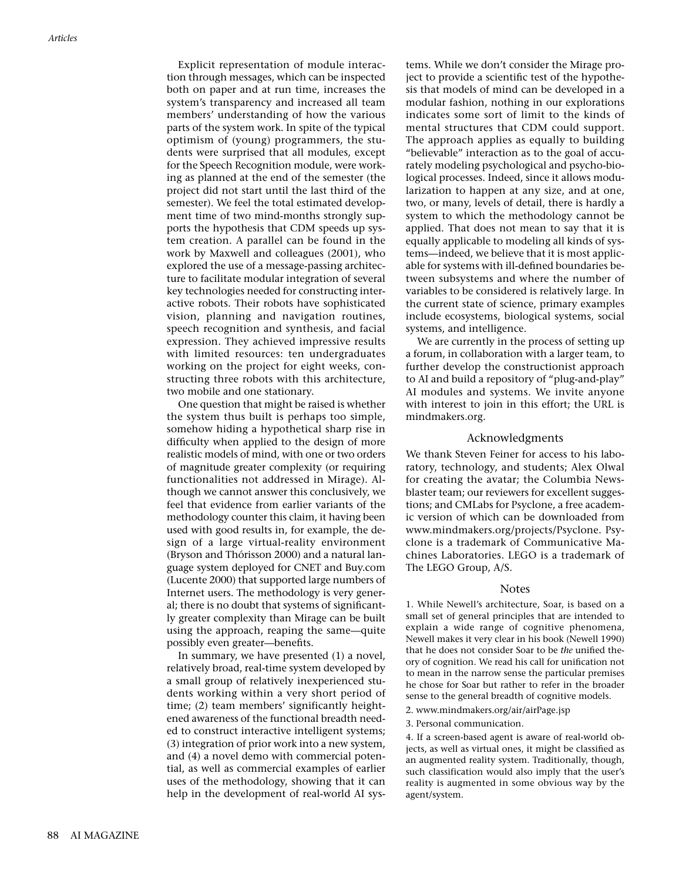Explicit representation of module interaction through messages, which can be inspected both on paper and at run time, increases the system's transparency and increased all team members' understanding of how the various parts of the system work. In spite of the typical optimism of (young) programmers, the students were surprised that all modules, except for the Speech Recognition module, were working as planned at the end of the semester (the project did not start until the last third of the semester). We feel the total estimated development time of two mind-months strongly supports the hypothesis that CDM speeds up system creation. A parallel can be found in the work by Maxwell and colleagues (2001), who explored the use of a message-passing architecture to facilitate modular integration of several key technologies needed for constructing interactive robots. Their robots have sophisticated vision, planning and navigation routines, speech recognition and synthesis, and facial expression. They achieved impressive results with limited resources: ten undergraduates working on the project for eight weeks, constructing three robots with this architecture, two mobile and one stationary.

One question that might be raised is whether the system thus built is perhaps too simple, somehow hiding a hypothetical sharp rise in difficulty when applied to the design of more realistic models of mind, with one or two orders of magnitude greater complexity (or requiring functionalities not addressed in Mirage). Although we cannot answer this conclusively, we feel that evidence from earlier variants of the methodology counter this claim, it having been used with good results in, for example, the design of a large virtual-reality environment (Bryson and Thórisson 2000) and a natural language system deployed for CNET and Buy.com (Lucente 2000) that supported large numbers of Internet users. The methodology is very general; there is no doubt that systems of significantly greater complexity than Mirage can be built using the approach, reaping the same—quite possibly even greater—benefits.

In summary, we have presented (1) a novel, relatively broad, real-time system developed by a small group of relatively inexperienced students working within a very short period of time; (2) team members' significantly heightened awareness of the functional breadth needed to construct interactive intelligent systems; (3) integration of prior work into a new system, and (4) a novel demo with commercial potential, as well as commercial examples of earlier uses of the methodology, showing that it can help in the development of real-world AI systems. While we don't consider the Mirage project to provide a scientific test of the hypothesis that models of mind can be developed in a modular fashion, nothing in our explorations indicates some sort of limit to the kinds of mental structures that CDM could support. The approach applies as equally to building "believable" interaction as to the goal of accurately modeling psychological and psycho-biological processes. Indeed, since it allows modularization to happen at any size, and at one, two, or many, levels of detail, there is hardly a system to which the methodology cannot be applied. That does not mean to say that it is equally applicable to modeling all kinds of systems—indeed, we believe that it is most applicable for systems with ill-defined boundaries between subsystems and where the number of variables to be considered is relatively large. In the current state of science, primary examples include ecosystems, biological systems, social systems, and intelligence.

We are currently in the process of setting up a forum, in collaboration with a larger team, to further develop the constructionist approach to AI and build a repository of "plug-and-play" AI modules and systems. We invite anyone with interest to join in this effort; the URL is mindmakers.org.

## Acknowledgments

We thank Steven Feiner for access to his laboratory, technology, and students; Alex Olwal for creating the avatar; the Columbia Newsblaster team; our reviewers for excellent suggestions; and CMLabs for Psyclone, a free academic version of which can be downloaded from www.mindmakers.org/projects/Psyclone. Psyclone is a trademark of Communicative Machines Laboratories. LEGO is a trademark of The LEGO Group, A/S.

## Notes

1. While Newell's architecture, Soar, is based on a small set of general principles that are intended to explain a wide range of cognitive phenomena, Newell makes it very clear in his book (Newell 1990) that he does not consider Soar to be *the* unified theory of cognition. We read his call for unification not to mean in the narrow sense the particular premises he chose for Soar but rather to refer in the broader sense to the general breadth of cognitive models.

2. www.mindmakers.org/air/airPage.jsp

3. Personal communication.

4. If a screen-based agent is aware of real-world objects, as well as virtual ones, it might be classified as an augmented reality system. Traditionally, though, such classification would also imply that the user's reality is augmented in some obvious way by the agent/system.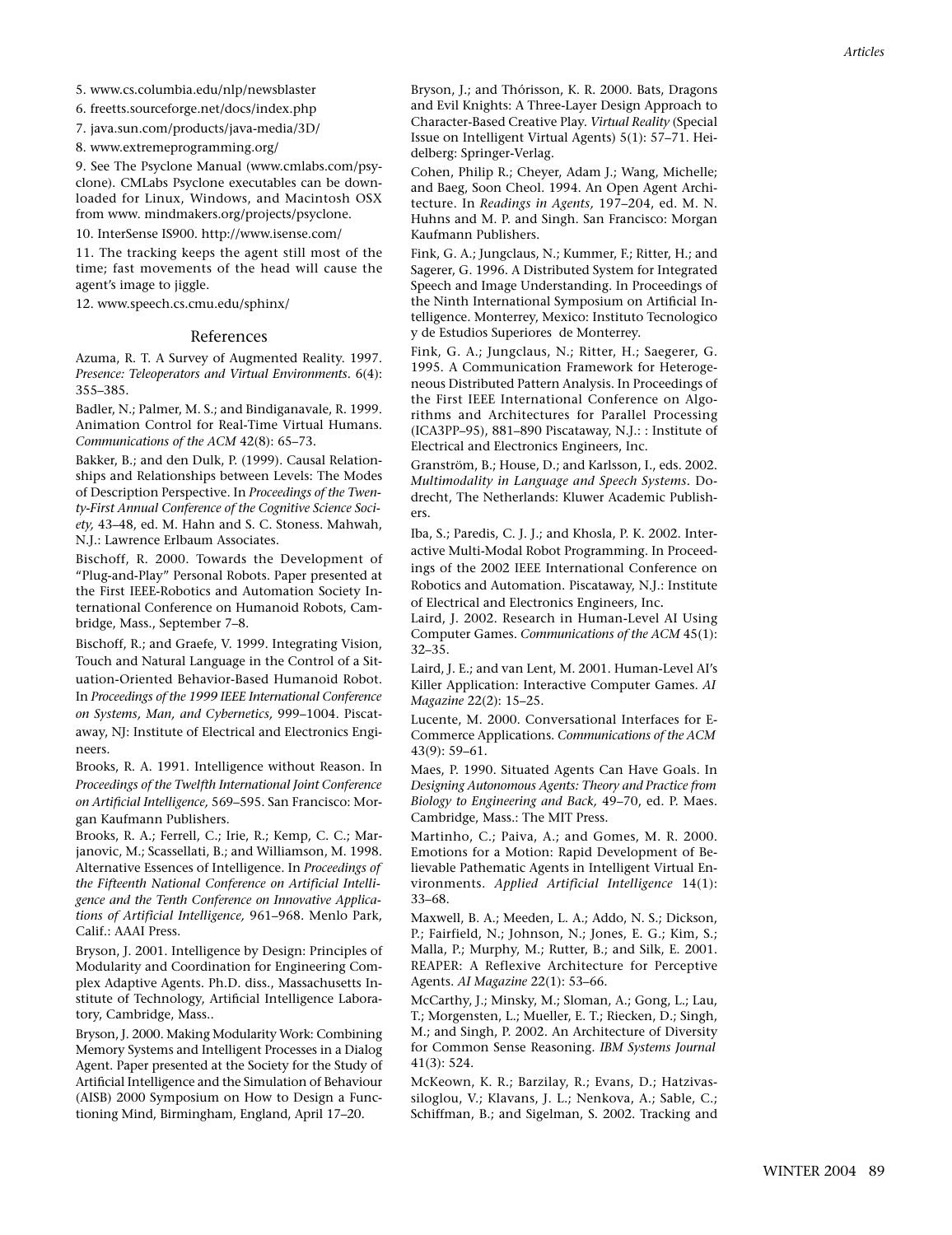5. www.cs.columbia.edu/nlp/newsblaster

6. freetts.sourceforge.net/docs/index.php

7. java.sun.com/products/java-media/3D/

8. www.extremeprogramming.org/

9. See The Psyclone Manual (www.cmlabs.com/psyclone). CMLabs Psyclone executables can be downloaded for Linux, Windows, and Macintosh OSX from www. mindmakers.org/projects/psyclone.

10. InterSense IS900. http://www.isense.com/

11. The tracking keeps the agent still most of the time; fast movements of the head will cause the agent's image to jiggle.

12. www.speech.cs.cmu.edu/sphinx/

## References

Azuma, R. T. A Survey of Augmented Reality. 1997. *Presence: Teleoperators and Virtual Environments.* 6(4): 355–385.

Badler, N.; Palmer, M. S.; and Bindiganavale, R. 1999. Animation Control for Real-Time Virtual Humans. *Communications of the ACM* 42(8): 65–73.

Bakker, B.; and den Dulk, P. (1999). Causal Relationships and Relationships between Levels: The Modes of Description Perspective. In *Proceedings of the Twenty-First Annual Conference of the Cognitive Science Society,* 43–48, ed. M. Hahn and S. C. Stoness. Mahwah, N.J.: Lawrence Erlbaum Associates.

Bischoff, R. 2000. Towards the Development of "Plug-and-Play" Personal Robots. Paper presented at the First IEEE-Robotics and Automation Society International Conference on Humanoid Robots, Cambridge, Mass., September 7–8.

Bischoff, R.; and Graefe, V. 1999. Integrating Vision, Touch and Natural Language in the Control of a Situation-Oriented Behavior-Based Humanoid Robot. In *Proceedings of the 1999 IEEE International Conference on Systems, Man, and Cybernetics,* 999–1004. Piscataway, NJ: Institute of Electrical and Electronics Engineers.

Brooks, R. A. 1991. Intelligence without Reason. In *Proceedings of the Twelfth International Joint Conference on Artificial Intelligence,* 569–595. San Francisco: Morgan Kaufmann Publishers.

Brooks, R. A.; Ferrell, C.; Irie, R.; Kemp, C. C.; Marjanovic, M.; Scassellati, B.; and Williamson, M. 1998. Alternative Essences of Intelligence. In *Proceedings of the Fifteenth National Conference on Artificial Intelligence and the Tenth Conference on Innovative Applications of Artificial Intelligence,* 961–968. Menlo Park, Calif.: AAAI Press.

Bryson, J. 2001. Intelligence by Design: Principles of Modularity and Coordination for Engineering Complex Adaptive Agents. Ph.D. diss., Massachusetts Institute of Technology, Artificial Intelligence Laboratory, Cambridge, Mass..

Bryson, J. 2000. Making Modularity Work: Combining Memory Systems and Intelligent Processes in a Dialog Agent. Paper presented at the Society for the Study of Artificial Intelligence and the Simulation of Behaviour (AISB) 2000 Symposium on How to Design a Functioning Mind, Birmingham, England, April 17–20.

Bryson, J.; and Thórisson, K. R. 2000. Bats, Dragons and Evil Knights: A Three-Layer Design Approach to Character-Based Creative Play. *Virtual Reality* (Special Issue on Intelligent Virtual Agents) 5(1): 57–71. Heidelberg: Springer-Verlag.

Cohen, Philip R.; Cheyer, Adam J.; Wang, Michelle; and Baeg, Soon Cheol. 1994. An Open Agent Architecture. In *Readings in Agents,* 197–204, ed. M. N. Huhns and M. P. and Singh. San Francisco: Morgan Kaufmann Publishers.

Fink, G. A.; Jungclaus, N.; Kummer, F.; Ritter, H.; and Sagerer, G. 1996. A Distributed System for Integrated Speech and Image Understanding. In Proceedings of the Ninth International Symposium on Artificial Intelligence. Monterrey, Mexico: Instituto Tecnologico y de Estudios Superiores de Monterrey.

Fink, G. A.; Jungclaus, N.; Ritter, H.; Saegerer, G. 1995. A Communication Framework for Heterogeneous Distributed Pattern Analysis. In Proceedings of the First IEEE International Conference on Algorithms and Architectures for Parallel Processing (ICA3PP–95), 881–890 Piscataway, N.J.: : Institute of Electrical and Electronics Engineers, Inc.

Granström, B.; House, D.; and Karlsson, I., eds. 2002. *Multimodality in Language and Speech Systems.* Dodrecht, The Netherlands: Kluwer Academic Publishers.

Iba, S.; Paredis, C. J. J.; and Khosla, P. K. 2002. Interactive Multi-Modal Robot Programming. In Proceedings of the 2002 IEEE International Conference on Robotics and Automation. Piscataway, N.J.: Institute of Electrical and Electronics Engineers, Inc.

Laird, J. 2002. Research in Human-Level AI Using Computer Games. *Communications of the ACM* 45(1): 32–35.

Laird, J. E.; and van Lent, M. 2001. Human-Level AI's Killer Application: Interactive Computer Games. *AI Magazine* 22(2): 15–25.

Lucente, M. 2000. Conversational Interfaces for E-Commerce Applications. *Communications of the ACM* 43(9): 59–61.

Maes, P. 1990. Situated Agents Can Have Goals. In *Designing Autonomous Agents: Theory and Practice from Biology to Engineering and Back,* 49–70, ed. P. Maes. Cambridge, Mass.: The MIT Press.

Martinho, C.; Paiva, A.; and Gomes, M. R. 2000. Emotions for a Motion: Rapid Development of Believable Pathematic Agents in Intelligent Virtual Environments. *Applied Artificial Intelligence* 14(1): 33–68.

Maxwell, B. A.; Meeden, L. A.; Addo, N. S.; Dickson, P.; Fairfield, N.; Johnson, N.; Jones, E. G.; Kim, S.; Malla, P.; Murphy, M.; Rutter, B.; and Silk, E. 2001. REAPER: A Reflexive Architecture for Perceptive Agents. *AI Magazine* 22(1): 53–66.

McCarthy, J.; Minsky, M.; Sloman, A.; Gong, L.; Lau, T.; Morgensten, L.; Mueller, E. T.; Riecken, D.; Singh, M.; and Singh, P. 2002. An Architecture of Diversity for Common Sense Reasoning. *IBM Systems Journal* 41(3): 524.

McKeown, K. R.; Barzilay, R.; Evans, D.; Hatzivassiloglou, V.; Klavans, J. L.; Nenkova, A.; Sable, C.; Schiffman, B.; and Sigelman, S. 2002. Tracking and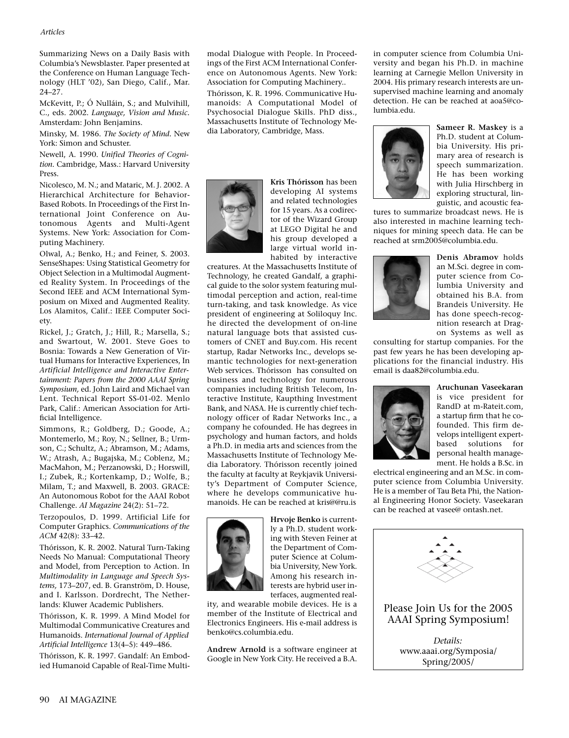Summarizing News on a Daily Basis with Columbia's Newsblaster. Paper presented at the Conference on Human Language Technology (HLT '02), San Diego, Calif., Mar. 24–27.

McKevitt, P.; Ó Nulláin, S.; and Mulvihill, C., eds. 2002. *Language, Vision and Music*. Amsterdam: John Benjamins.

Minsky, M. 1986. *The Society of Mind*. New York: Simon and Schuster.

Newell, A. 1990. *Unified Theories of Cognition*. Cambridge, Mass.: Harvard University Press.

Nicolesco, M. N.; and Mataric, M. J. 2002. A Hierarchical Architecture for Behavior-Based Robots. In Proceedings of the First International Joint Conference on Autonomous Agents and Multi-Agent Systems. New York: Association for Computing Machinery.

Olwal, A.; Benko, H.; and Feiner, S. 2003. SenseShapes: Using Statistical Geometry for Object Selection in a Multimodal Augmented Reality System. In Proceedings of the Second IEEE and ACM International Symposium on Mixed and Augmented Reality. Los Alamitos, Calif.: IEEE Computer Society.

Rickel, J.; Gratch, J.; Hill, R.; Marsella, S.; and Swartout, W. 2001. Steve Goes to Bosnia: Towards a New Generation of Virtual Humans for Interactive Experiences, In *Artificial Intelligence and Interactive Entertainment: Papers from the 2000 AAAI Spring Symposium,* ed. John Laird and Michael van Lent. Technical Report SS-01-02. Menlo Park, Calif.: American Association for Artificial Intelligence.

Simmons, R.; Goldberg, D.; Goode, A.; Montemerlo, M.; Roy, N.; Sellner, B.; Urmson, C.; Schultz, A.; Abramson, M.; Adams, W.; Atrash, A.; Bugajska, M.; Coblenz, M.; MacMahon, M.; Perzanowski, D.; Horswill, I.; Zubek, R.; Kortenkamp, D.; Wolfe, B.; Milam, T.; and Maxwell, B. 2003. GRACE: An Autonomous Robot for the AAAI Robot Challenge. *AI Magazine* 24(2): 51–72.

Terzopoulos, D. 1999. Artificial Life for Computer Graphics. *Communications of the ACM* 42(8): 33–42.

Thórisson, K. R. 2002. Natural Turn-Taking Needs No Manual: Computational Theory and Model, from Perception to Action. In *Multimodality in Language and Speech Systems,* 173–207, ed. B. Granström, D. House, and I. Karlsson. Dordrecht, The Netherlands: Kluwer Academic Publishers.

Thórisson, K. R. 1999. A Mind Model for Multimodal Communicative Creatures and Humanoids. *International Journal of Applied Artificial Intelligence* 13(4–5): 449–486.

Thórisson, K. R. 1997. Gandalf: An Embodied Humanoid Capable of Real-Time Multimodal Dialogue with People. In Proceedings of the First ACM International Conference on Autonomous Agents. New York: Association for Computing Machinery..

Thórisson, K. R. 1996. Communicative Humanoids: A Computational Model of Psychosocial Dialogue Skills. PhD diss., Massachusetts Institute of Technology Media Laboratory, Cambridge, Mass.

**Kris Thórisson** has been developing AI systems and related technologies for 15 years. As a codirector of the Wizard Group at LEGO Digital he and his group developed a large virtual world inhabited by interactive creatures. At the Massachusetts Institute of Technology, he created Gandalf, a graphical guide to the solor system featuring multimodal perception and action, real-time turn-taking, and task knowledge. As vice president of engineering at Soliloquy Inc. he directed the development of on-line natural language bots that assisted customers of CNET and Buy.com. His recent startup, Radar Networks Inc., develops semantic technologies for next-generation Web services. Thórisson has consulted on business and technology for numerous companies including British Telecom, Interactive Institute, Kaupthing Investment Bank, and NASA. He is currently chief technology officer of Radar Networks Inc., a company he cofounded. He has degrees in psychology and human factors, and holds a Ph.D. in media arts and sciences from the Massachusetts Institute of Technology Media Laboratory. Thórisson recently joined the faculty at faculty at Reykjavik University's Department of Computer Science, where he develops communicative humanoids. He can be reached at kris@@ru.is

**Hrvoje Benko** is currently a Ph.D. student working with Steven Feiner at the Department of Computer Science at Columbia University, New York. Among his research interests are hybrid user interfaces, augmented reality, and wearable mobile devices. He is a member of the Institute of Electrical and Electronics Engineers. His e-mail address is benko@cs.columbia.edu.

**Andrew Arnold** is a software engineer at Google in New York City. He received a B.A. in computer science from Columbia University and began his Ph.D. in machine learning at Carnegie Mellon University in 2004. His primary research interests are unsupervised machine learning and anomaly detection. He can be reached at aoa5@columbia.edu.

**Sameer R. Maskey** is a Ph.D. student at Columbia University. His primary area of research is speech summarization. He has been working with Julia Hirschberg in exploring structural, linguistic, and acoustic features to summarize broadcast news. He is also interested in machine learning techniques for mining speech data. He can be reached at srm2005@columbia.edu.

**Denis Abramov** holds an M.Sci. degree in computer science from Columbia University and obtained his B.A. from Brandeis University. He has done speech-recognition research at Dragon Systems as well as consulting for startup companies. For the past few years he has been developing applications for the financial industry. His email is daa82@columbia.edu.

**Aruchunan Vaseekaran** is vice president for RandD at m-Rateit.com, a startup firm that he cofounded. This firm develops intelligent expert-based solutions for personal health management. He holds a B.Sc. in electrical engineering and an M.Sc. in computer science from Columbia University. He is a member of Tau Beta Phi, the National Engineering Honor Society. Vaseekaran can be reached at vasee@ ontash.net.

Please Join Us for the 2005 AAAI Spring Symposium!

*Details:*
www.aaai.org/Symposia/Spring/2005/